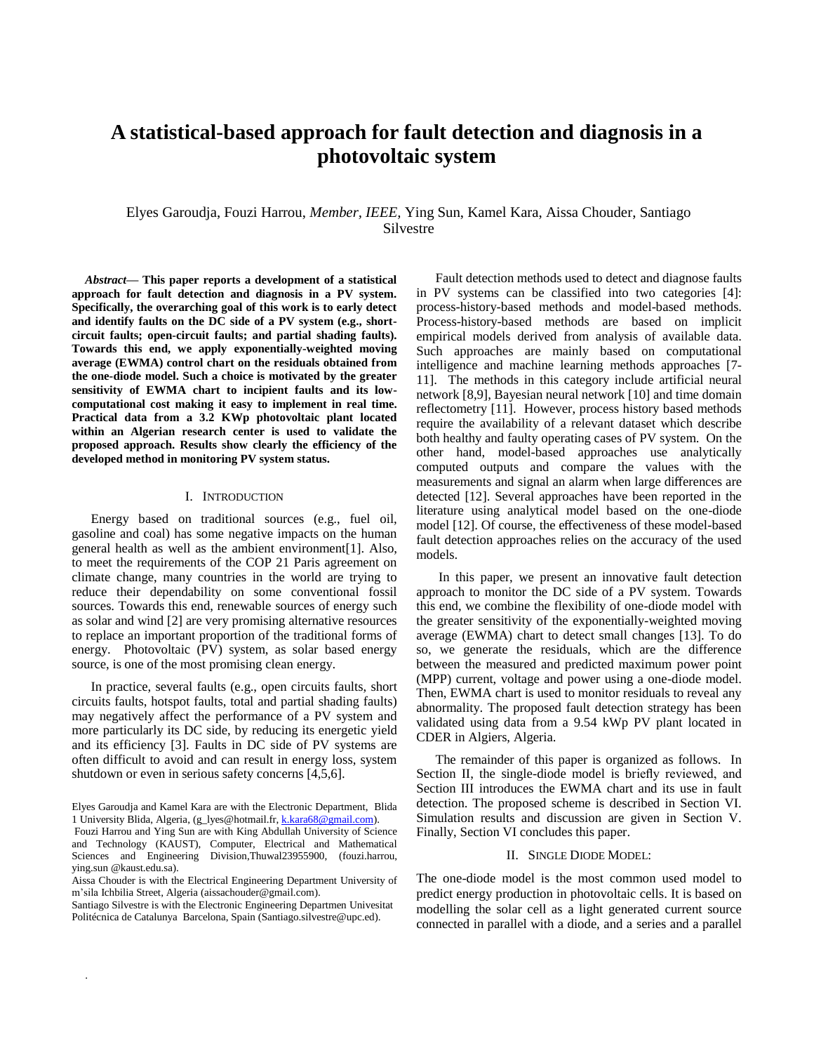# A statistical-based approach for fault detection and diagnosis in a photovoltaic system

Elyes Garoudja, Fouzi Harrou, *Member, IEEE,* Ying Sun, Kamel Kara, Aissa Chouder, Santiago Silvestre

***Abstract*— This paper reports a development of a statistical approach for fault detection and diagnosis in a PV system. Specifically, the overarching goal of this work is to early detect and identify faults on the DC side of a PV system (e.g., short-circuit faults; open-circuit faults; and partial shading faults). Towards this end, we apply exponentially-weighted moving average (EWMA) control chart on the residuals obtained from the one-diode model. Such a choice is motivated by the greater sensitivity of EWMA chart to incipient faults and its low-computational cost making it easy to implement in real time. Practical data from a 3.2 KWp photovoltaic plant located within an Algerian research center is used to validate the proposed approach. Results show clearly the efficiency of the developed method in monitoring PV system status.**

## I. Introduction

Energy based on traditional sources (e.g., fuel oil, gasoline and coal) has some negative impacts on the human general health as well as the ambient environment[1]. Also, to meet the requirements of the COP 21 Paris agreement on climate change, many countries in the world are trying to reduce their dependability on some conventional fossil sources. Towards this end, renewable sources of energy such as solar and wind [2] are very promising alternative resources to replace an important proportion of the traditional forms of energy. Photovoltaic (PV) system, as solar based energy source, is one of the most promising clean energy.

In practice, several faults (e.g., open circuits faults, short circuits faults, hotspot faults, total and partial shading faults) may negatively affect the performance of a PV system and more particularly its DC side, by reducing its energetic yield and its efficiency [3]. Faults in DC side of PV systems are often difficult to avoid and can result in energy loss, system shutdown or even in serious safety concerns [4,5,6].

Elyes Garoudja and Kamel Kara are with the Electronic Department, Blida 1 University Blida, Algeria, (g_lyes@hotmail.fr, k.kara68@gmail.com).

Fouzi Harrou and Ying Sun are with King Abdullah University of Science and Technology (KAUST), Computer, Electrical and Mathematical Sciences and Engineering Division,Thuwal23955900, (fouzi.harrou, ying.sun @kaust.edu.sa).

Aissa Chouder is with the Electrical Engineering Department University of m'sila Ichbilia Street, Algeria (aissachouder@gmail.com).

Santiago Silvestre is with the Electronic Engineering Departmen Univesitat Politécnica de Catalunya Barcelona, Spain (Santiago.silvestre@upc.ed).

Fault detection methods used to detect and diagnose faults in PV systems can be classified into two categories [4]: process-history-based methods and model-based methods. Process-history-based methods are based on implicit empirical models derived from analysis of available data. Such approaches are mainly based on computational intelligence and machine learning methods approaches [7-11]. The methods in this category include artificial neural network [8,9], Bayesian neural network [10] and time domain reflectometry [11]. However, process history based methods require the availability of a relevant dataset which describe both healthy and faulty operating cases of PV system. On the other hand, model-based approaches use analytically computed outputs and compare the values with the measurements and signal an alarm when large differences are detected [12]. Several approaches have been reported in the literature using analytical model based on the one-diode model [12]. Of course, the effectiveness of these model-based fault detection approaches relies on the accuracy of the used models.

In this paper, we present an innovative fault detection approach to monitor the DC side of a PV system. Towards this end, we combine the flexibility of one-diode model with the greater sensitivity of the exponentially-weighted moving average (EWMA) chart to detect small changes [13]. To do so, we generate the residuals, which are the difference between the measured and predicted maximum power point (MPP) current, voltage and power using a one-diode model. Then, EWMA chart is used to monitor residuals to reveal any abnormality. The proposed fault detection strategy has been validated using data from a 9.54 kWp PV plant located in CDER in Algiers, Algeria.

The remainder of this paper is organized as follows. In Section II, the single-diode model is briefly reviewed, and Section III introduces the EWMA chart and its use in fault detection. The proposed scheme is described in Section VI. Simulation results and discussion are given in Section V. Finally, Section VI concludes this paper.

## II. Single Diode Model:

The one-diode model is the most common used model to predict energy production in photovoltaic cells. It is based on modelling the solar cell as a light generated current source connected in parallel with a diode, and a series and a parallel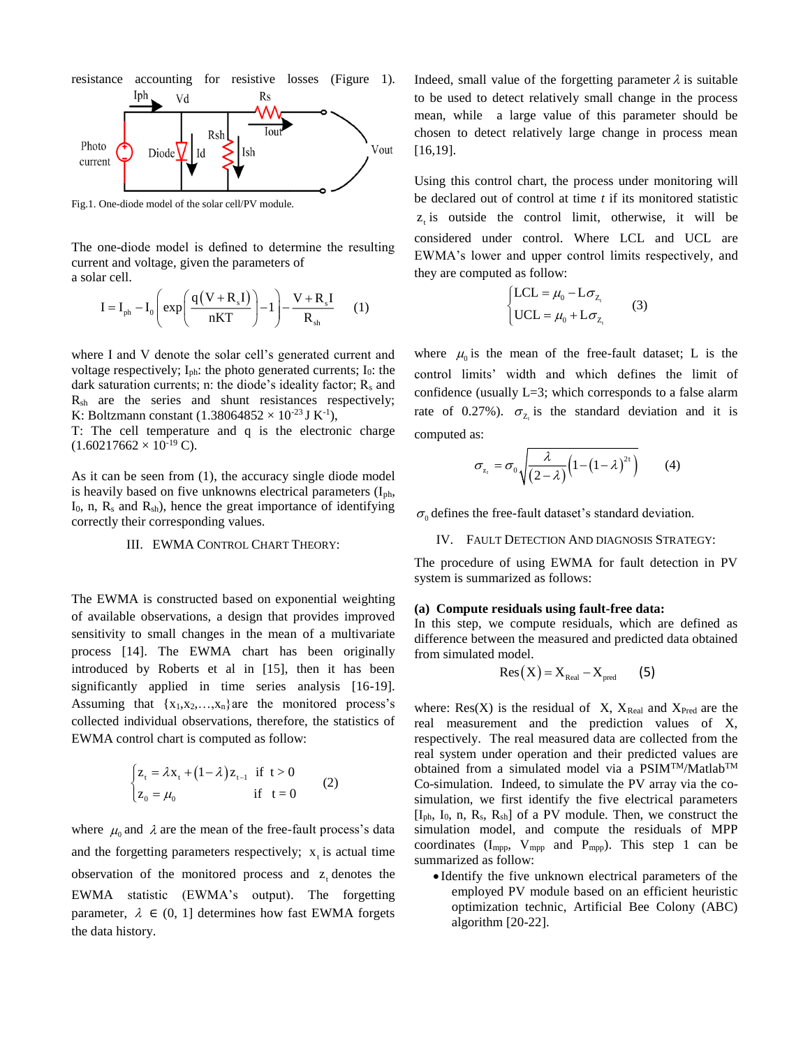resistance accounting for resistive losses (Figure 1).

Fig.1. One-diode model of the solar cell/PV module.

The one-diode model is defined to determine the resulting current and voltage, given the parameters of a solar cell.

$$I = I_{ph} - I_0\left(\exp\left(\frac{q(V+R_s I)}{nKT}\right)-1\right)-\frac{V+R_s I}{R_{sh}} \qquad (1)$$

where I and V denote the solar cell's generated current and voltage respectively; $I_{ph}$: the photo generated currents; $I_0$: the dark saturation currents; n: the diode's ideality factor; $R_s$ and $R_{sh}$ are the series and shunt resistances respectively; K: Boltzmann constant ($1.38064852 \times 10^{-23}$ J $K^{-1}$), T: The cell temperature and q is the electronic charge ($1.60217662 \times 10^{-19}$ C).

As it can be seen from (1), the accuracy single diode model is heavily based on five unknowns electrical parameters ($I_{ph}$, $I_0$, n, $R_s$ and $R_{sh}$), hence the great importance of identifying correctly their corresponding values.

## III. EWMA Control Chart Theory:

The EWMA is constructed based on exponential weighting of available observations, a design that provides improved sensitivity to small changes in the mean of a multivariate process [14]. The EWMA chart has been originally introduced by Roberts et al in [15], then it has been significantly applied in time series analysis [16-19]. Assuming that $\{x_1, x_2, \ldots, x_n\}$ are the monitored process's collected individual observations, therefore, the statistics of EWMA control chart is computed as follow:

$$\begin{cases} z_t = \lambda x_t + (1-\lambda) z_{t-1} & \text{if } t > 0 \\ z_0 = \mu_0 & \text{if } t = 0 \end{cases} \qquad (2)$$

where $\mu_0$ and $\lambda$ are the mean of the free-fault process's data and the forgetting parameters respectively; $x_t$ is actual time observation of the monitored process and $z_t$ denotes the EWMA statistic (EWMA's output). The forgetting parameter, $\lambda \in (0, 1]$ determines how fast EWMA forgets the data history.

Indeed, small value of the forgetting parameter $\lambda$ is suitable to be used to detect relatively small change in the process mean, while a large value of this parameter should be chosen to detect relatively large change in process mean [16,19].

Using this control chart, the process under monitoring will be declared out of control at time *t* if its monitored statistic $z_t$ is outside the control limit, otherwise, it will be considered under control. Where LCL and UCL are EWMA's lower and upper control limits respectively, and they are computed as follow:

$$\begin{cases} LCL = \mu_0 - L\sigma_{Z_t} \\ UCL = \mu_0 + L\sigma_{Z_t} \end{cases} \qquad (3)$$

where $\mu_0$ is the mean of the free-fault dataset; L is the control limits' width and which defines the limit of confidence (usually L=3; which corresponds to a false alarm rate of 0.27%). $\sigma_{Z_t}$ is the standard deviation and it is computed as:

$$\sigma_{z_t} = \sigma_0 \sqrt{\frac{\lambda}{(2-\lambda)}\left(1-(1-\lambda)^{2t}\right)} \qquad (4)$$

$\sigma_0$ defines the free-fault dataset's standard deviation.

## IV. Fault Detection And Diagnosis Strategy:

The procedure of using EWMA for fault detection in PV system is summarized as follows:

**(a) Compute residuals using fault-free data:**

In this step, we compute residuals, which are defined as difference between the measured and predicted data obtained from simulated model.

$$Res(X) = X_{Real} - X_{pred} \qquad (5)$$

where: Res(X) is the residual of X, $X_{Real}$ and $X_{Pred}$ are the real measurement and the prediction values of X, respectively. The real measured data are collected from the real system under operation and their predicted values are obtained from a simulated model via a PSIM™/Matlab™ Co-simulation. Indeed, to simulate the PV array via the co-simulation, we first identify the five electrical parameters [$I_{ph}$, $I_0$, n, $R_s$, $R_{sh}$] of a PV module. Then, we construct the simulation model, and compute the residuals of MPP coordinates ($I_{mpp}$, $V_{mpp}$ and $P_{mpp}$). This step 1 can be summarized as follow:

- Identify the five unknown electrical parameters of the employed PV module based on an efficient heuristic optimization technic, Artificial Bee Colony (ABC) algorithm [20-22].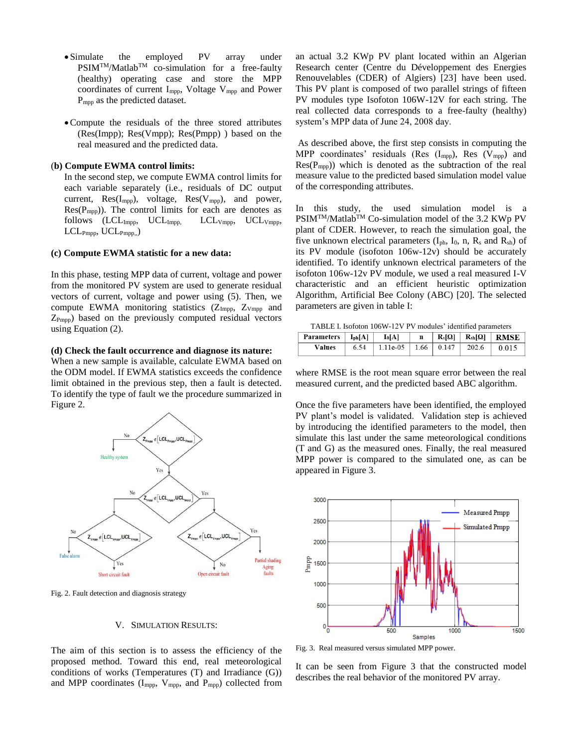- Simulate the employed PV array under PSIM™/Matlab™ co-simulation for a free-faulty (healthy) operating case and store the MPP coordinates of current $I_{mpp}$, Voltage $V_{mpp}$ and Power $P_{mpp}$ as the predicted dataset.

- Compute the residuals of the three stored attributes (Res(Impp); Res(Vmpp); Res(Pmpp) ) based on the real measured and the predicted data.

**(b) Compute EWMA control limits:**

In the second step, we compute EWMA control limits for each variable separately (i.e., residuals of DC output current, Res($I_{mpp}$), voltage, Res($V_{mpp}$), and power, Res($P_{mpp}$)). The control limits for each are denotes as follows ($LCL_{Impp}$, $UCL_{Impp}$, $LCL_{Vmpp}$, $UCL_{Vmpp}$, $LCL_{Pmpp}$, $UCL_{Pmpp}$,)

**(c) Compute EWMA statistic for a new data:**

In this phase, testing MPP data of current, voltage and power from the monitored PV system are used to generate residual vectors of current, voltage and power using (5). Then, we compute EWMA monitoring statistics ($Z_{Impp}$, $Z_{Vmpp}$ and $Z_{Pmpp}$) based on the previously computed residual vectors using Equation (2).

**(d) Check the fault occurrence and diagnose its nature:**

When a new sample is available, calculate EWMA based on the ODM model. If EWMA statistics exceeds the confidence limit obtained in the previous step, then a fault is detected. To identify the type of fault we the procedure summarized in Figure 2.

Fig. 2. Fault detection and diagnosis strategy

## V. Simulation Results:

The aim of this section is to assess the efficiency of the proposed method. Toward this end, real meteorological conditions of works (Temperatures (T) and Irradiance (G)) and MPP coordinates ($I_{mpp}$, $V_{mpp}$, and $P_{mpp}$) collected from an actual 3.2 KWp PV plant located within an Algerian Research center (Centre du Développement des Energies Renouvelables (CDER) of Algiers) [23] have been used. This PV plant is composed of two parallel strings of fifteen PV modules type Isofoton 106W-12V for each string. The real collected data corresponds to a free-faulty (healthy) system's MPP data of June 24, 2008 day.

As described above, the first step consists in computing the MPP coordinates' residuals (Res ($I_{mpp}$), Res ($V_{mpp}$) and Res($P_{mpp}$)) which is denoted as the subtraction of the real measure value to the predicted based simulation model value of the corresponding attributes.

In this study, the used simulation model is a PSIM™/Matlab™ Co-simulation model of the 3.2 KWp PV plant of CDER. However, to reach the simulation goal, the five unknown electrical parameters ($I_{ph}$, $I_0$, n, $R_s$ and $R_{sh}$) of its PV module (isofoton 106w-12v) should be accurately identified. To identify unknown electrical parameters of the isofoton 106w-12v PV module, we used a real measured I-V characteristic and an efficient heuristic optimization Algorithm, Artificial Bee Colony (ABC) [20]. The selected parameters are given in table I:

TABLE I. Isofoton 106W-12V PV modules' identified parameters

| Parameters | $I_{ph}$[A] | $I_0$[A] | n | $R_s$[Ω] | $R_{sh}$[Ω] | RMSE |
|---|---|---|---|---|---|---|
| Values | 6.54 | 1.11e-05 | 1.66 | 0.147 | 202.6 | 0.015 |

where RMSE is the root mean square error between the real measured current, and the predicted based ABC algorithm.

Once the five parameters have been identified, the employed PV plant's model is validated. Validation step is achieved by introducing the identified parameters to the model, then simulate this last under the same meteorological conditions (T and G) as the measured ones. Finally, the real measured MPP power is compared to the simulated one, as can be appeared in Figure 3.

Fig. 3. Real measured versus simulated MPP power.

It can be seen from Figure 3 that the constructed model describes the real behavior of the monitored PV array.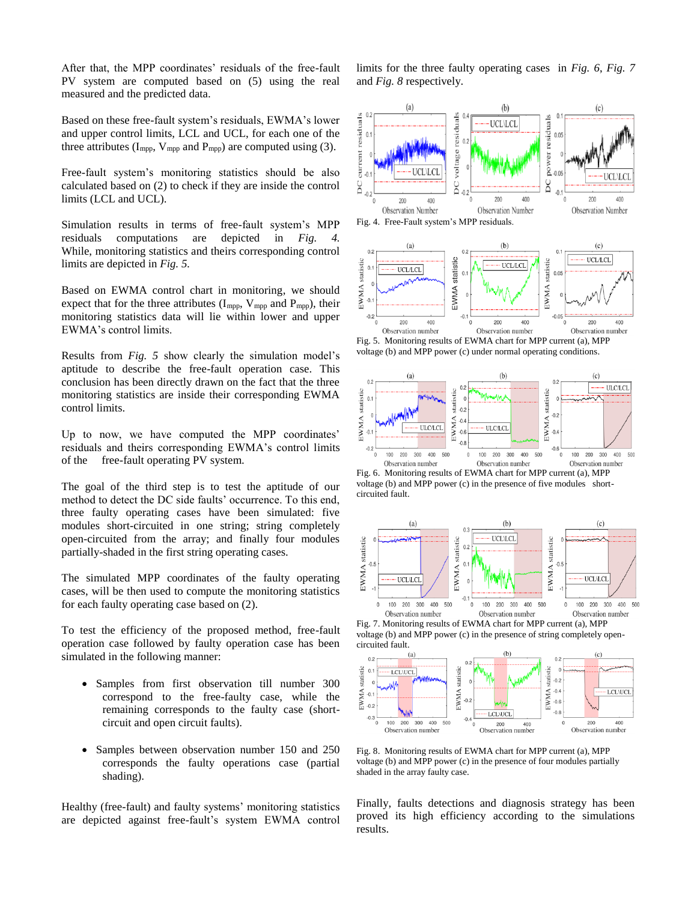After that, the MPP coordinates' residuals of the free-fault PV system are computed based on (5) using the real measured and the predicted data.

Based on these free-fault system's residuals, EWMA's lower and upper control limits, LCL and UCL, for each one of the three attributes ($I_{mpp}$, $V_{mpp}$ and $P_{mpp}$) are computed using (3).

Free-fault system's monitoring statistics should be also calculated based on (2) to check if they are inside the control limits (LCL and UCL).

Simulation results in terms of free-fault system's MPP residuals computations are depicted in *Fig. 4*. While, monitoring statistics and theirs corresponding control limits are depicted in *Fig. 5*.

Based on EWMA control chart in monitoring, we should expect that for the three attributes ($I_{mpp}$, $V_{mpp}$ and $P_{mpp}$), their monitoring statistics data will lie within lower and upper EWMA's control limits.

Results from *Fig. 5* show clearly the simulation model's aptitude to describe the free-fault operation case. This conclusion has been directly drawn on the fact that the three monitoring statistics are inside their corresponding EWMA control limits.

Up to now, we have computed the MPP coordinates' residuals and theirs corresponding EWMA's control limits of the free-fault operating PV system.

The goal of the third step is to test the aptitude of our method to detect the DC side faults' occurrence. To this end, three faulty operating cases have been simulated: five modules short-circuited in one string; string completely open-circuited from the array; and finally four modules partially-shaded in the first string operating cases.

The simulated MPP coordinates of the faulty operating cases, will be then used to compute the monitoring statistics for each faulty operating case based on (2).

To test the efficiency of the proposed method, free-fault operation case followed by faulty operation case has been simulated in the following manner:

- Samples from first observation till number 300 correspond to the free-faulty case, while the remaining corresponds to the faulty case (short-circuit and open circuit faults).
- Samples between observation number 150 and 250 corresponds the faulty operations case (partial shading).

Healthy (free-fault) and faulty systems' monitoring statistics are depicted against free-fault's system EWMA control limits for the three faulty operating cases in *Fig. 6*, *Fig. 7* and *Fig. 8* respectively.

Fig. 4. Free-Fault system's MPP residuals.

Fig. 5. Monitoring results of EWMA chart for MPP current (a), MPP voltage (b) and MPP power (c) under normal operating conditions.

Fig. 6. Monitoring results of EWMA chart for MPP current (a), MPP voltage (b) and MPP power (c) in the presence of five modules short-circuited fault.

Fig. 7. Monitoring results of EWMA chart for MPP current (a), MPP voltage (b) and MPP power (c) in the presence of string completely open-circuited fault.

Fig. 8. Monitoring results of EWMA chart for MPP current (a), MPP voltage (b) and MPP power (c) in the presence of four modules partially shaded in the array faulty case.

Finally, faults detections and diagnosis strategy has been proved its high efficiency according to the simulations results.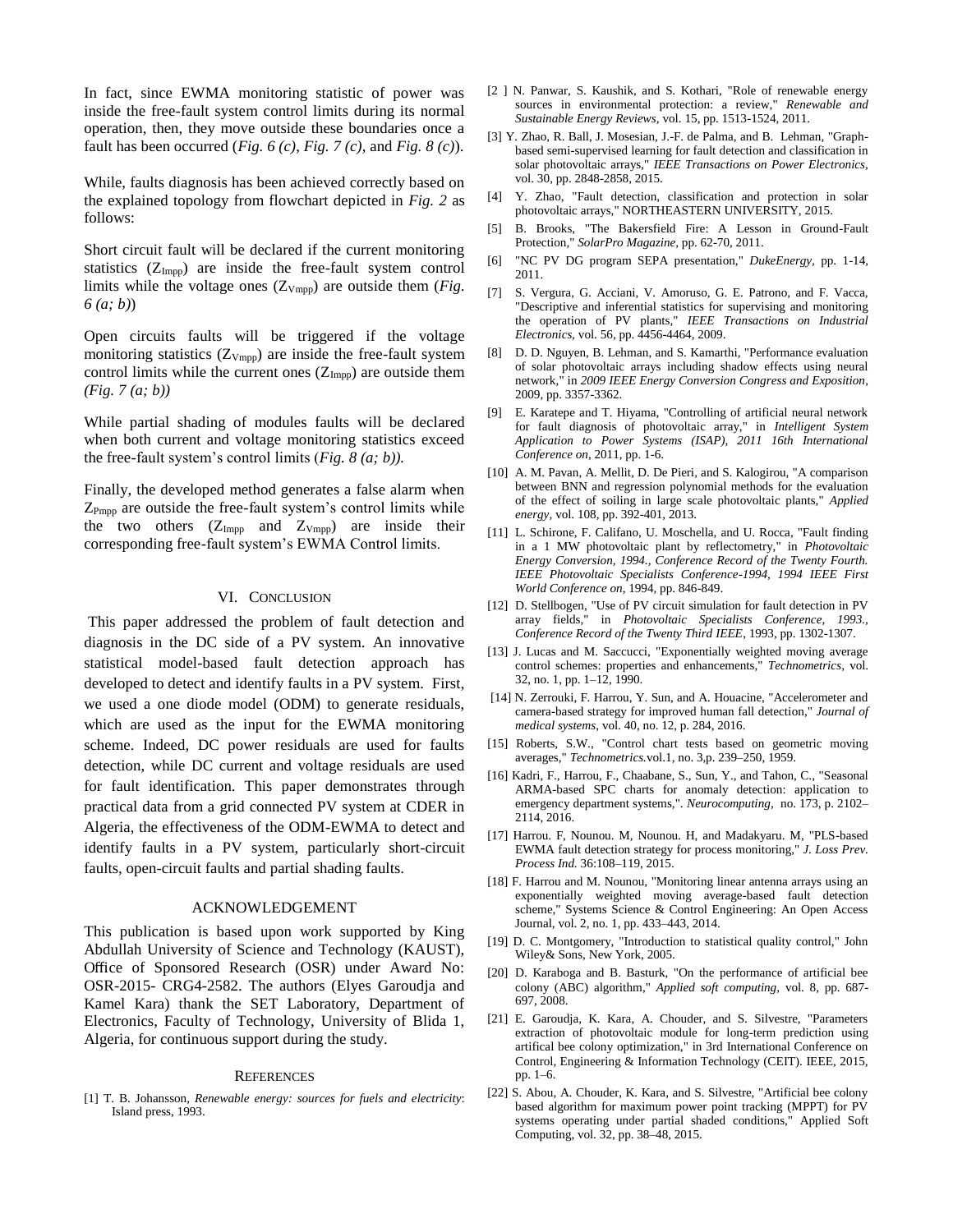In fact, since EWMA monitoring statistic of power was inside the free-fault system control limits during its normal operation, then, they move outside these boundaries once a fault has been occurred (*Fig. 6 (c)*, *Fig. 7 (c)*, and *Fig. 8 (c)*).

While, faults diagnosis has been achieved correctly based on the explained topology from flowchart depicted in *Fig. 2* as follows:

Short circuit fault will be declared if the current monitoring statistics ($Z_{Impp}$) are inside the free-fault system control limits while the voltage ones ($Z_{Vmpp}$) are outside them (*Fig. 6 (a; b)*)

Open circuits faults will be triggered if the voltage monitoring statistics ($Z_{Vmpp}$) are inside the free-fault system control limits while the current ones ($Z_{Impp}$) are outside them *(Fig. 7 (a; b))*

While partial shading of modules faults will be declared when both current and voltage monitoring statistics exceed the free-fault system's control limits (*Fig. 8 (a; b)).*

Finally, the developed method generates a false alarm when $Z_{Pmpp}$ are outside the free-fault system's control limits while the two others ($Z_{Impp}$ and $Z_{Vmpp}$) are inside their corresponding free-fault system's EWMA Control limits.

## VI. Conclusion

This paper addressed the problem of fault detection and diagnosis in the DC side of a PV system. An innovative statistical model-based fault detection approach has developed to detect and identify faults in a PV system. First, we used a one diode model (ODM) to generate residuals, which are used as the input for the EWMA monitoring scheme. Indeed, DC power residuals are used for faults detection, while DC current and voltage residuals are used for fault identification. This paper demonstrates through practical data from a grid connected PV system at CDER in Algeria, the effectiveness of the ODM-EWMA to detect and identify faults in a PV system, particularly short-circuit faults, open-circuit faults and partial shading faults.

## Acknowledgement

This publication is based upon work supported by King Abdullah University of Science and Technology (KAUST), Office of Sponsored Research (OSR) under Award No: OSR-2015- CRG4-2582. The authors (Elyes Garoudja and Kamel Kara) thank the SET Laboratory, Department of Electronics, Faculty of Technology, University of Blida 1, Algeria, for continuous support during the study.

## References

[1] T. B. Johansson, *Renewable energy: sources for fuels and electricity*: Island press, 1993.

[2 ] N. Panwar, S. Kaushik, and S. Kothari, "Role of renewable energy sources in environmental protection: a review," *Renewable and Sustainable Energy Reviews*, vol. 15, pp. 1513-1524, 2011.

[3] Y. Zhao, R. Ball, J. Mosesian, J.-F. de Palma, and B. Lehman, "Graph-based semi-supervised learning for fault detection and classification in solar photovoltaic arrays," *IEEE Transactions on Power Electronics*, vol. 30, pp. 2848-2858, 2015.

[4] Y. Zhao, "Fault detection, classification and protection in solar photovoltaic arrays," NORTHEASTERN UNIVERSITY, 2015.

[5] B. Brooks, "The Bakersfield Fire: A Lesson in Ground-Fault Protection," *SolarPro Magazine*, pp. 62-70, 2011.

[6] "NC PV DG program SEPA presentation," *DukeEnergy*, pp. 1-14, 2011.

[7] S. Vergura, G. Acciani, V. Amoruso, G. E. Patrono, and F. Vacca, "Descriptive and inferential statistics for supervising and monitoring the operation of PV plants," *IEEE Transactions on Industrial Electronics*, vol. 56, pp. 4456-4464, 2009.

[8] D. D. Nguyen, B. Lehman, and S. Kamarthi, "Performance evaluation of solar photovoltaic arrays including shadow effects using neural network," in *2009 IEEE Energy Conversion Congress and Exposition*, 2009, pp. 3357-3362.

[9] E. Karatepe and T. Hiyama, "Controlling of artificial neural network for fault diagnosis of photovoltaic array," in *Intelligent System Application to Power Systems (ISAP), 2011 16th International Conference on*, 2011, pp. 1-6.

[10] A. M. Pavan, A. Mellit, D. De Pieri, and S. Kalogirou, "A comparison between BNN and regression polynomial methods for the evaluation of the effect of soiling in large scale photovoltaic plants," *Applied energy*, vol. 108, pp. 392-401, 2013.

[11] L. Schirone, F. Califano, U. Moschella, and U. Rocca, "Fault finding in a 1 MW photovoltaic plant by reflectometry," in *Photovoltaic Energy Conversion, 1994., Conference Record of the Twenty Fourth. IEEE Photovoltaic Specialists Conference-1994, 1994 IEEE First World Conference on*, 1994, pp. 846-849.

[12] D. Stellbogen, "Use of PV circuit simulation for fault detection in PV array fields," in *Photovoltaic Specialists Conference, 1993., Conference Record of the Twenty Third IEEE*, 1993, pp. 1302-1307.

[13] J. Lucas and M. Saccucci, "Exponentially weighted moving average control schemes: properties and enhancements," *Technometrics*, vol. 32, no. 1, pp. 1–12, 1990.

[14] N. Zerrouki, F. Harrou, Y. Sun, and A. Houacine, "Accelerometer and camera-based strategy for improved human fall detection," *Journal of medical systems*, vol. 40, no. 12, p. 284, 2016.

[15] Roberts, S.W., "Control chart tests based on geometric moving averages," *Technometrics.*vol.1, no. 3,p. 239–250, 1959.

[16] Kadri, F., Harrou, F., Chaabane, S., Sun, Y., and Tahon, C., "Seasonal ARMA-based SPC charts for anomaly detection: application to emergency department systems,". *Neurocomputing*, no. 173, p. 2102–2114, 2016.

[17] Harrou. F, Nounou. M, Nounou. H, and Madakyaru. M, "PLS-based EWMA fault detection strategy for process monitoring," *J. Loss Prev. Process Ind.* 36:108–119, 2015.

[18] F. Harrou and M. Nounou, "Monitoring linear antenna arrays using an exponentially weighted moving average-based fault detection scheme," Systems Science & Control Engineering: An Open Access Journal, vol. 2, no. 1, pp. 433–443, 2014.

[19] D. C. Montgomery, "Introduction to statistical quality control," John Wiley& Sons, New York, 2005.

[20] D. Karaboga and B. Basturk, "On the performance of artificial bee colony (ABC) algorithm," *Applied soft computing*, vol. 8, pp. 687-697, 2008.

[21] E. Garoudja, K. Kara, A. Chouder, and S. Silvestre, "Parameters extraction of photovoltaic module for long-term prediction using artifical bee colony optimization," in 3rd International Conference on Control, Engineering & Information Technology (CEIT). IEEE, 2015, pp. 1–6.

[22] S. Abou, A. Chouder, K. Kara, and S. Silvestre, "Artificial bee colony based algorithm for maximum power point tracking (MPPT) for PV systems operating under partial shaded conditions," Applied Soft Computing, vol. 32, pp. 38–48, 2015.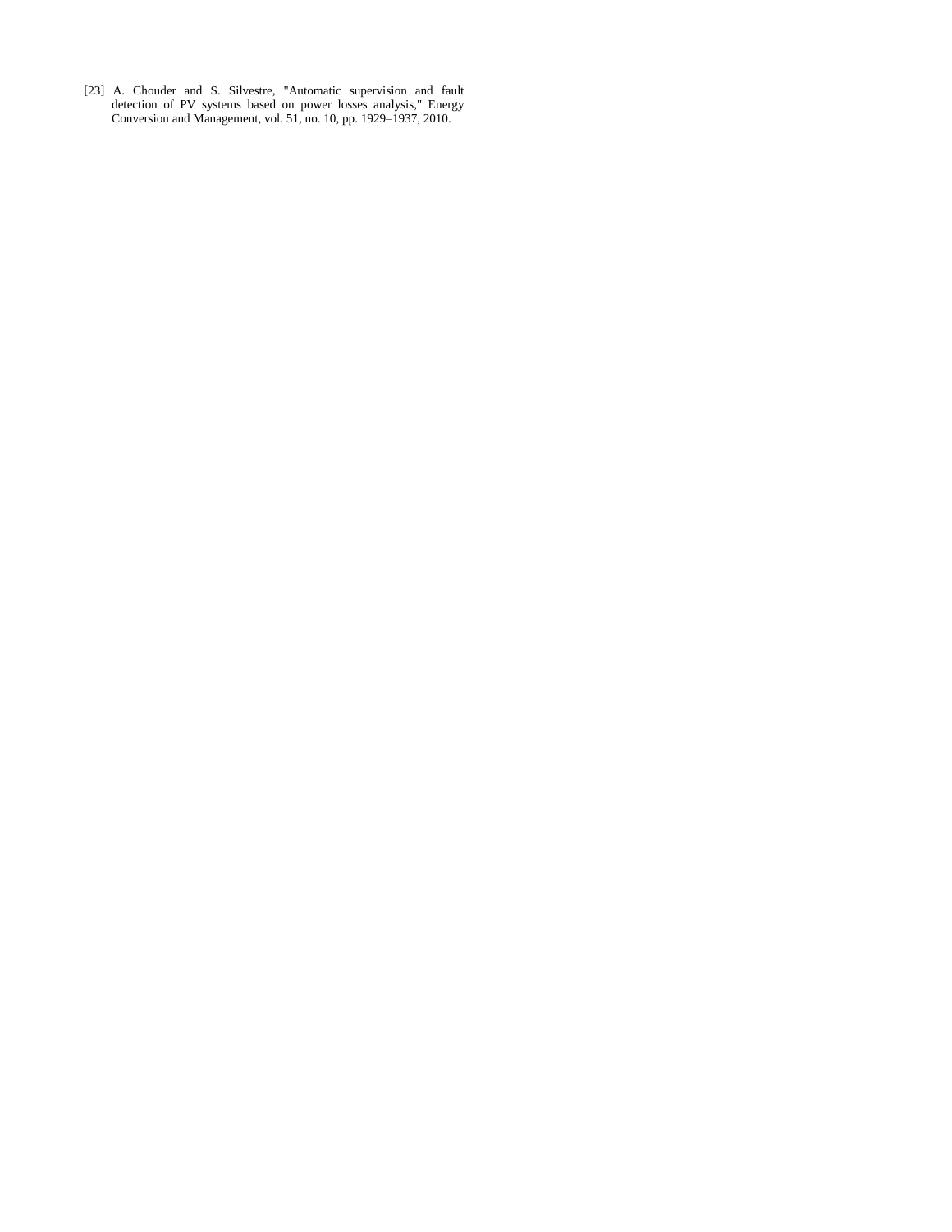[23] A. Chouder and S. Silvestre, "Automatic supervision and fault detection of PV systems based on power losses analysis," Energy Conversion and Management, vol. 51, no. 10, pp. 1929–1937, 2010.